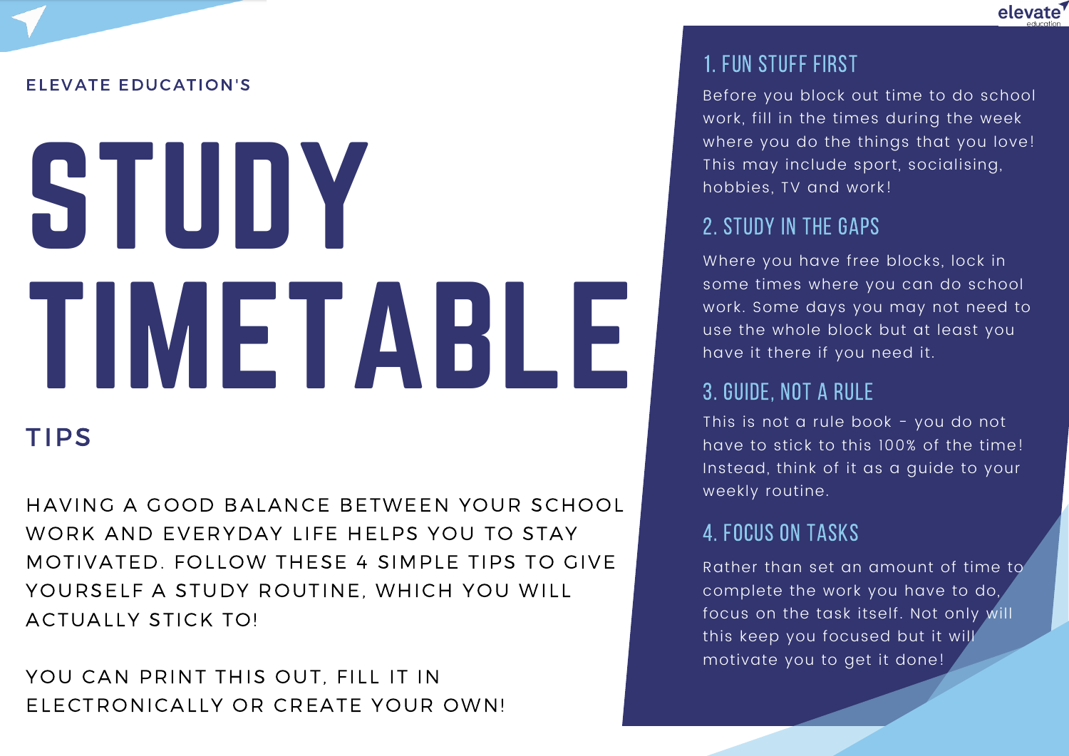ELEVATE EDUCATION'S

# STUDY TIMETABLE

## TIPS

HAVING A GOOD BALANCE BETWEEN YOUR SCHOOL WORK AND EVERYDAY LIFE HELPS YOU TO STAY MOTIVATED. FOLLOW THESE 4 SIMPLE TIPS TO GIVE YOURSELF A STUDY ROUTINE, WHICH YOU WILL ACTUALLY STICK TO!

YOU CAN PRINT THIS OUT, FILL IT IN ELECTRONICALLY OR CREATE YOUR OWN!

### 1. FUN STUFF FIRST

Before you block out time to do school work, fill in the times during the week where you do the things that you love! This may include sport, socialising, hobbies, TV and work!

### 2. STUDY IN THE GAPS

Where you have free blocks, lock in some times where you can do school work. Some days you may not need to use the whole block but at least you have it there if you need it.

### 3. GUIDE, NOT A RULE

This is not a rule book - you do not have to stick to this 100% of the time! Instead, think of it as a guide to your weekly routine.

### 4. FOCUS ON TASKS

Rather than set an amount of time to complete the work you have to do, focus on the task itself. Not only will this keep you focused but it will motivate you to get it done!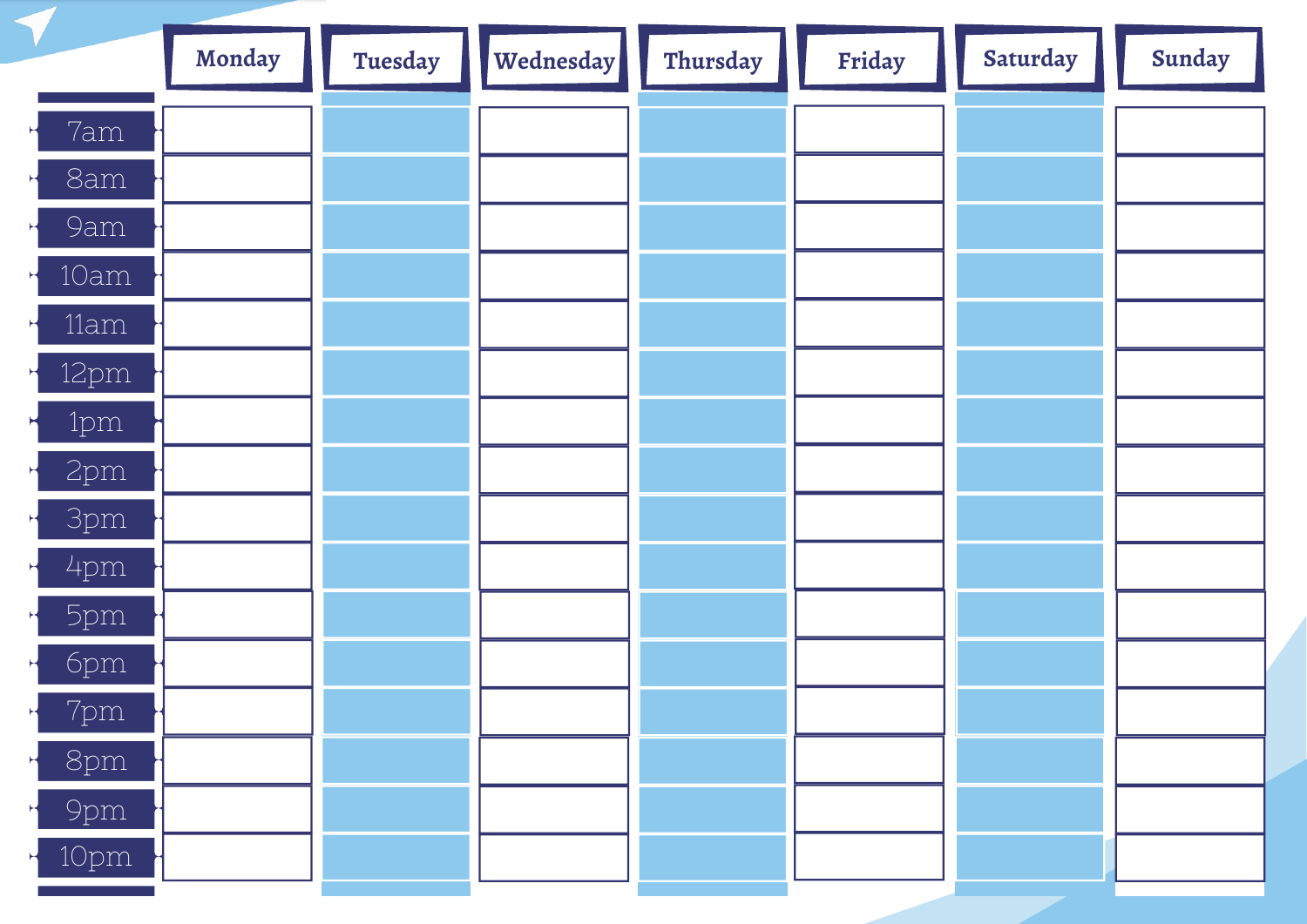| | Monday | Tuesday | Wednesday | Thursday | Friday | Saturday | Sunday |
|---|---|---|---|---|---|---|---|
| 7am | | | | | | | |
| 8am | | | | | | | |
| 9am | | | | | | | |
| 10am | | | | | | | |
| 11am | | | | | | | |
| 12pm | | | | | | | |
| 1pm | | | | | | | |
| 2pm | | | | | | | |
| 3pm | | | | | | | |
| 4pm | | | | | | | |
| 5pm | | | | | | | |
| 6pm | | | | | | | |
| 7pm | | | | | | | |
| 8pm | | | | | | | |
| 9pm | | | | | | | |
| 10pm | | | | | | | |